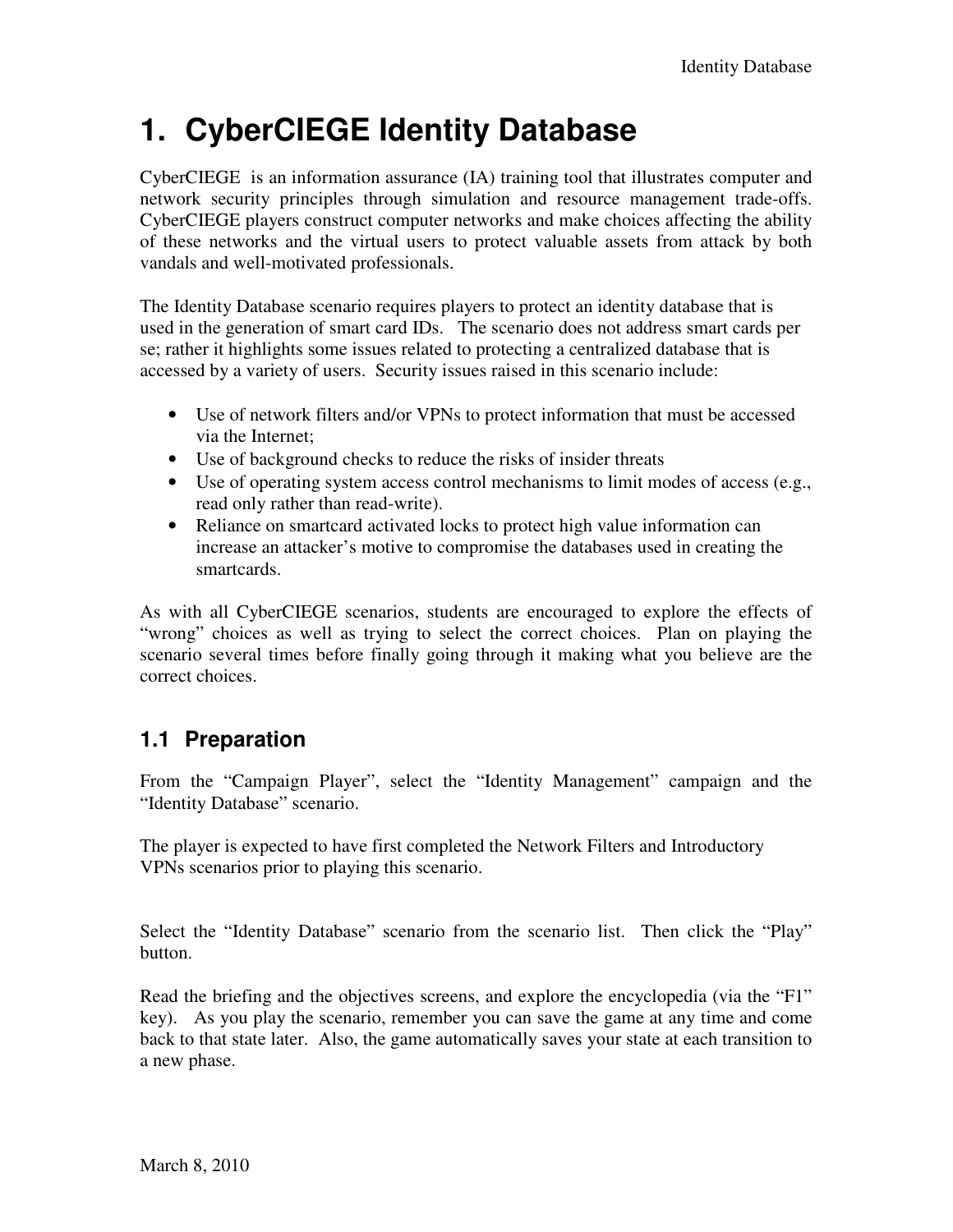# 1. CyberCIEGE Identity Database

CyberCIEGE is an information assurance (IA) training tool that illustrates computer and network security principles through simulation and resource management trade-offs. CyberCIEGE players construct computer networks and make choices affecting the ability of these networks and the virtual users to protect valuable assets from attack by both vandals and well-motivated professionals.

The Identity Database scenario requires players to protect an identity database that is used in the generation of smart card IDs. The scenario does not address smart cards per se; rather it highlights some issues related to protecting a centralized database that is accessed by a variety of users. Security issues raised in this scenario include:

- Use of network filters and/or VPNs to protect information that must be accessed via the Internet;
- Use of background checks to reduce the risks of insider threats
- Use of operating system access control mechanisms to limit modes of access (e.g., read only rather than read-write).
- Reliance on smartcard activated locks to protect high value information can increase an attacker's motive to compromise the databases used in creating the smartcards.

As with all CyberCIEGE scenarios, students are encouraged to explore the effects of "wrong" choices as well as trying to select the correct choices. Plan on playing the scenario several times before finally going through it making what you believe are the correct choices.

## 1.1 Preparation

From the "Campaign Player", select the "Identity Management" campaign and the "Identity Database" scenario.

The player is expected to have first completed the Network Filters and Introductory VPNs scenarios prior to playing this scenario.

Select the "Identity Database" scenario from the scenario list. Then click the "Play" button.

Read the briefing and the objectives screens, and explore the encyclopedia (via the "F1" key). As you play the scenario, remember you can save the game at any time and come back to that state later. Also, the game automatically saves your state at each transition to a new phase.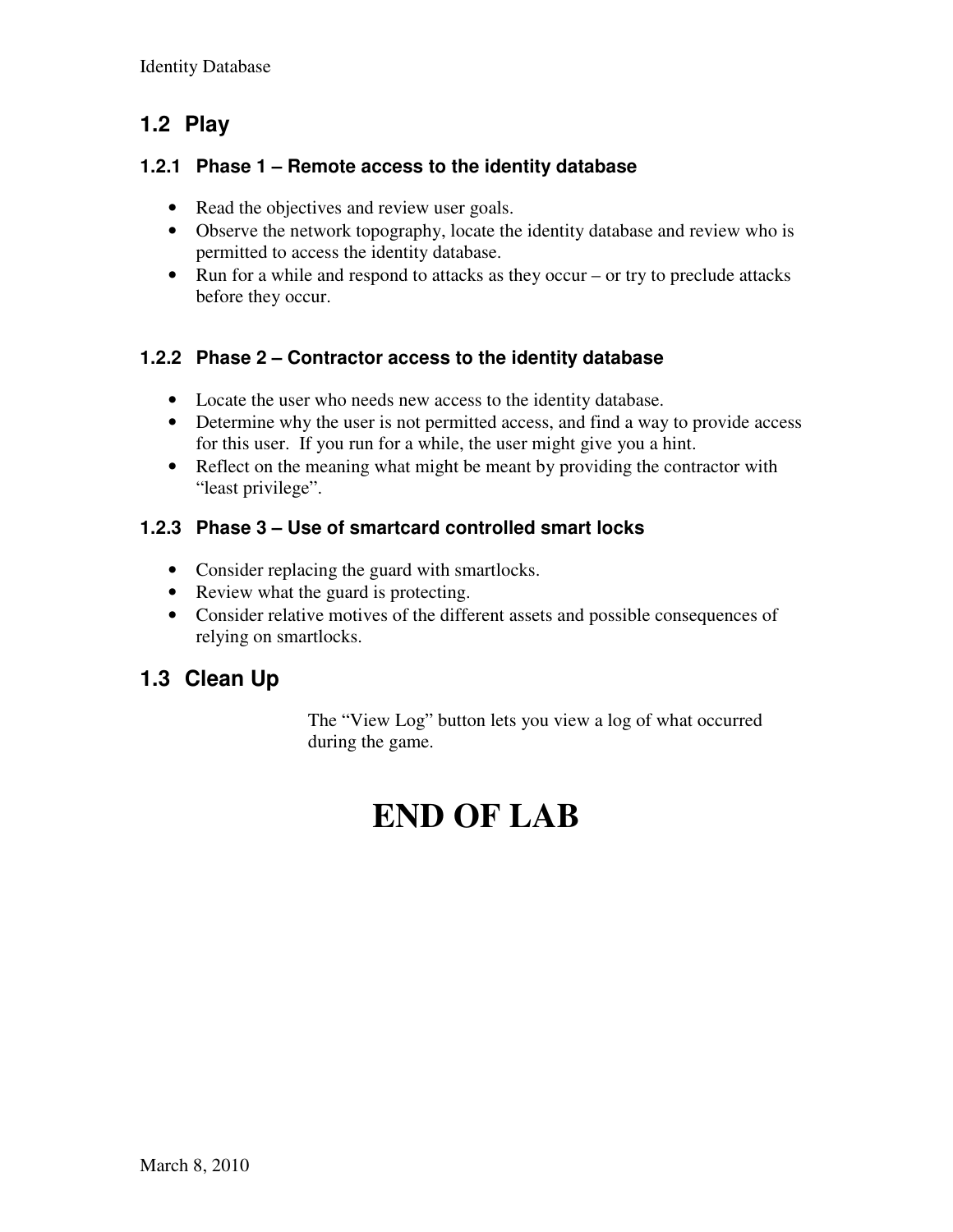## 1.2 Play

### 1.2.1 Phase 1 – Remote access to the identity database

- Read the objectives and review user goals.
- Observe the network topography, locate the identity database and review who is permitted to access the identity database.
- Run for a while and respond to attacks as they occur – or try to preclude attacks before they occur.

### 1.2.2 Phase 2 – Contractor access to the identity database

- Locate the user who needs new access to the identity database.
- Determine why the user is not permitted access, and find a way to provide access for this user. If you run for a while, the user might give you a hint.
- Reflect on the meaning what might be meant by providing the contractor with "least privilege".

### 1.2.3 Phase 3 – Use of smartcard controlled smart locks

- Consider replacing the guard with smartlocks.
- Review what the guard is protecting.
- Consider relative motives of the different assets and possible consequences of relying on smartlocks.

## 1.3 Clean Up

The "View Log" button lets you view a log of what occurred during the game.

# END OF LAB